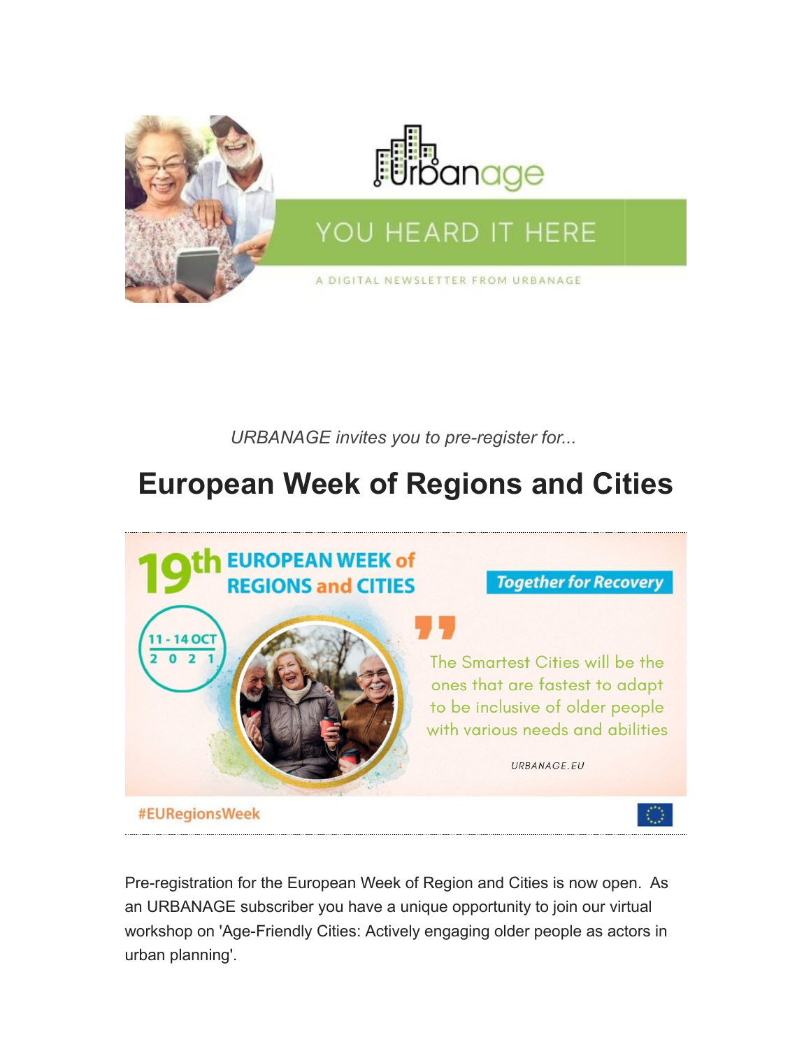*URBANAGE invites you to pre-register for...*

# European Week of Regions and Cities

Pre-registration for the European Week of Region and Cities is now open. As an URBANAGE subscriber you have a unique opportunity to join our virtual workshop on 'Age-Friendly Cities: Actively engaging older people as actors in urban planning'.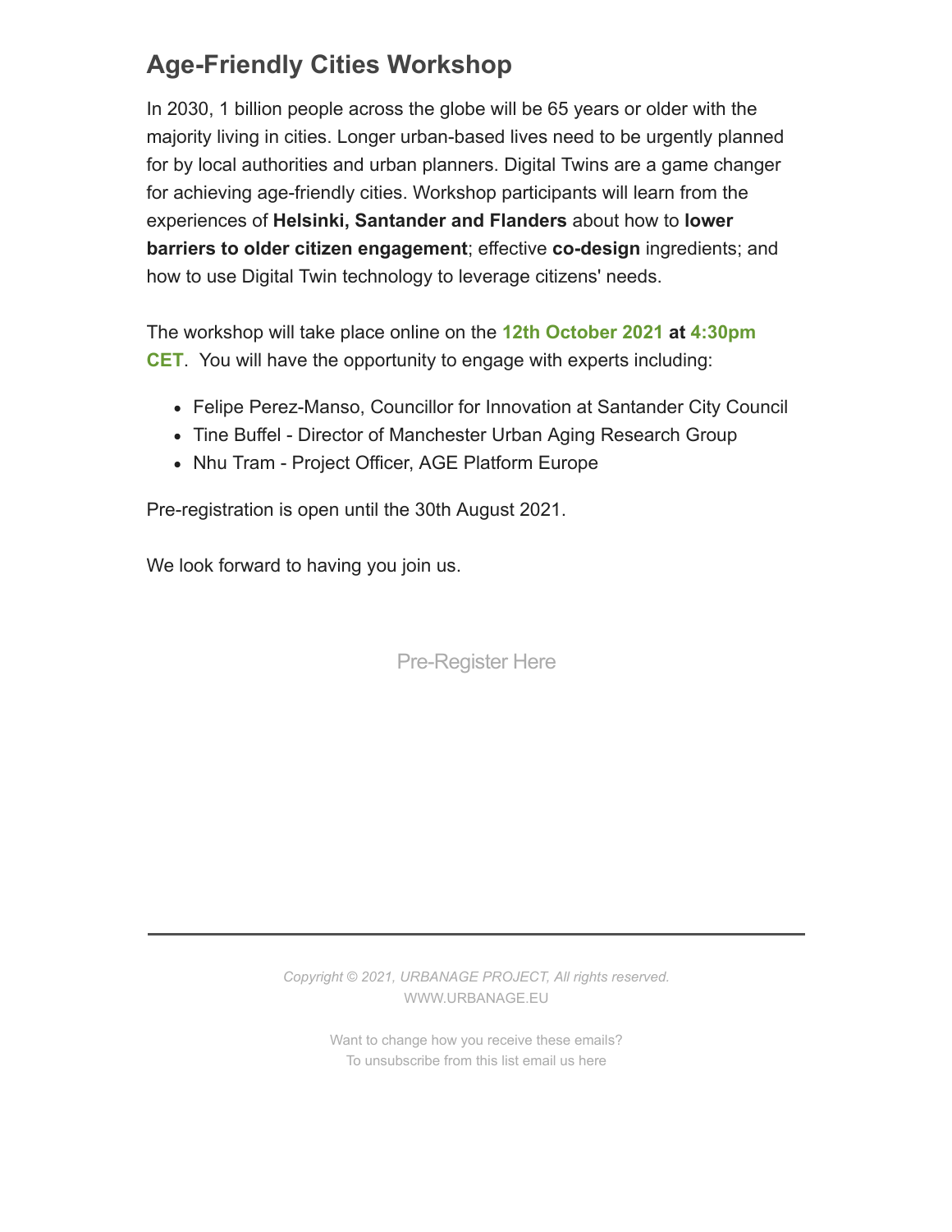## Age-Friendly Cities Workshop

In 2030, 1 billion people across the globe will be 65 years or older with the majority living in cities. Longer urban-based lives need to be urgently planned for by local authorities and urban planners. Digital Twins are a game changer for achieving age-friendly cities. Workshop participants will learn from the experiences of **Helsinki, Santander and Flanders** about how to **lower barriers to older citizen engagement**; effective **co-design** ingredients; and how to use Digital Twin technology to leverage citizens' needs.

The workshop will take place online on the **12th October 2021 at 4:30pm CET**. You will have the opportunity to engage with experts including:

- Felipe Perez-Manso, Councillor for Innovation at Santander City Council
- Tine Buffel - Director of Manchester Urban Aging Research Group
- Nhu Tram - Project Officer, AGE Platform Europe

Pre-registration is open until the 30th August 2021.

We look forward to having you join us.

Pre-Register Here

---

*Copyright © 2021, URBANAGE PROJECT, All rights reserved.*
WWW.URBANAGE.EU

Want to change how you receive these emails?
To unsubscribe from this list email us here